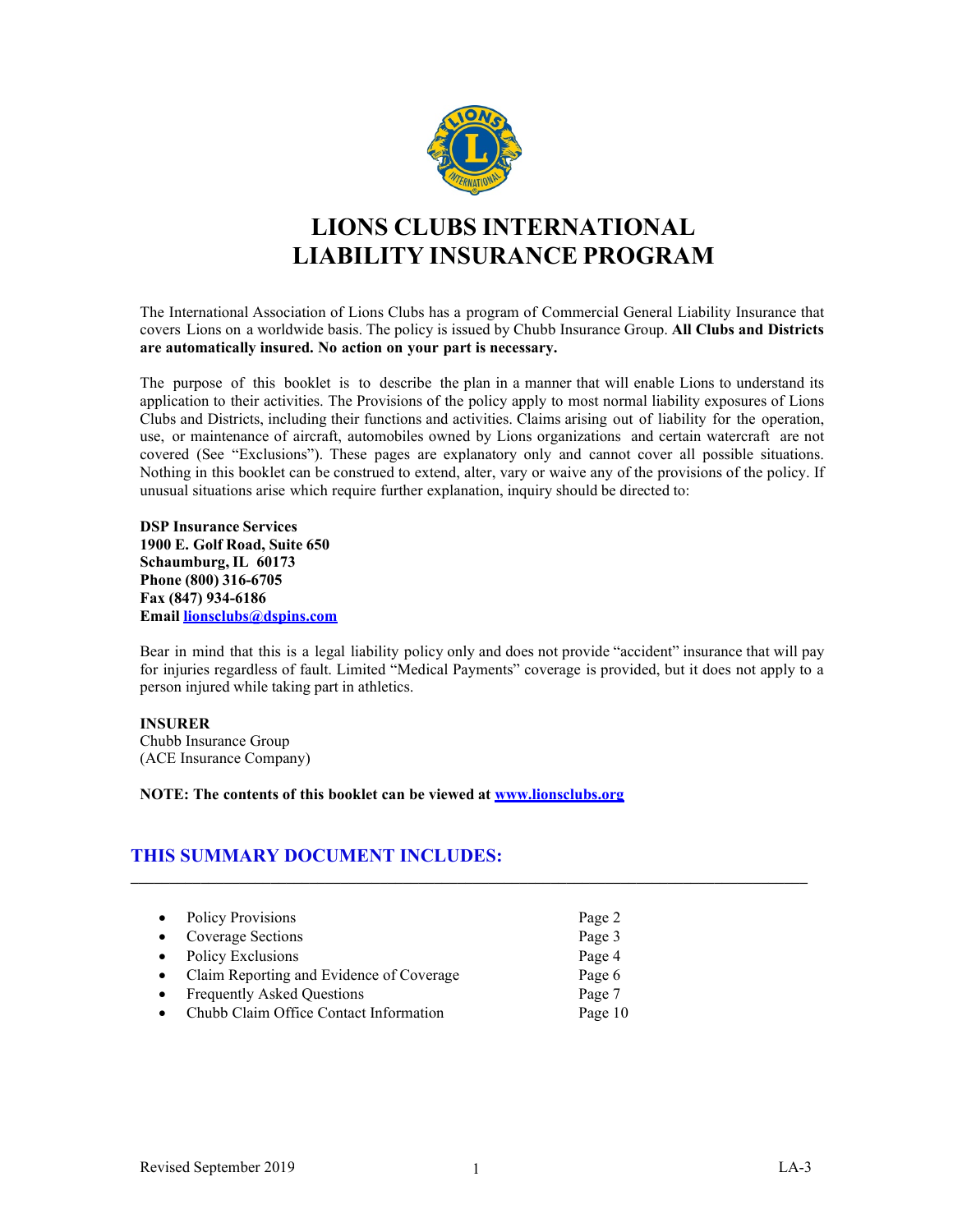# LIONS CLUBS INTERNATIONAL LIABILITY INSURANCE PROGRAM

The International Association of Lions Clubs has a program of Commercial General Liability Insurance that covers Lions on a worldwide basis. The policy is issued by Chubb Insurance Group. **All Clubs and Districts are automatically insured. No action on your part is necessary.**

The purpose of this booklet is to describe the plan in a manner that will enable Lions to understand its application to their activities. The Provisions of the policy apply to most normal liability exposures of Lions Clubs and Districts, including their functions and activities. Claims arising out of liability for the operation, use, or maintenance of aircraft, automobiles owned by Lions organizations and certain watercraft are not covered (See "Exclusions"). These pages are explanatory only and cannot cover all possible situations. Nothing in this booklet can be construed to extend, alter, vary or waive any of the provisions of the policy. If unusual situations arise which require further explanation, inquiry should be directed to:

**DSP Insurance Services**
**1900 E. Golf Road, Suite 650**
**Schaumburg, IL 60173**
**Phone (800) 316-6705**
**Fax (847) 934-6186**
**Email lionsclubs@dspins.com**

Bear in mind that this is a legal liability policy only and does not provide "accident" insurance that will pay for injuries regardless of fault. Limited "Medical Payments" coverage is provided, but it does not apply to a person injured while taking part in athletics.

**INSURER**
Chubb Insurance Group
(ACE Insurance Company)

**NOTE: The contents of this booklet can be viewed at www.lionsclubs.org**

## THIS SUMMARY DOCUMENT INCLUDES:

- Policy Provisions — Page 2
- Coverage Sections — Page 3
- Policy Exclusions — Page 4
- Claim Reporting and Evidence of Coverage — Page 6
- Frequently Asked Questions — Page 7
- Chubb Claim Office Contact Information — Page 10

Revised September 2019 LA-3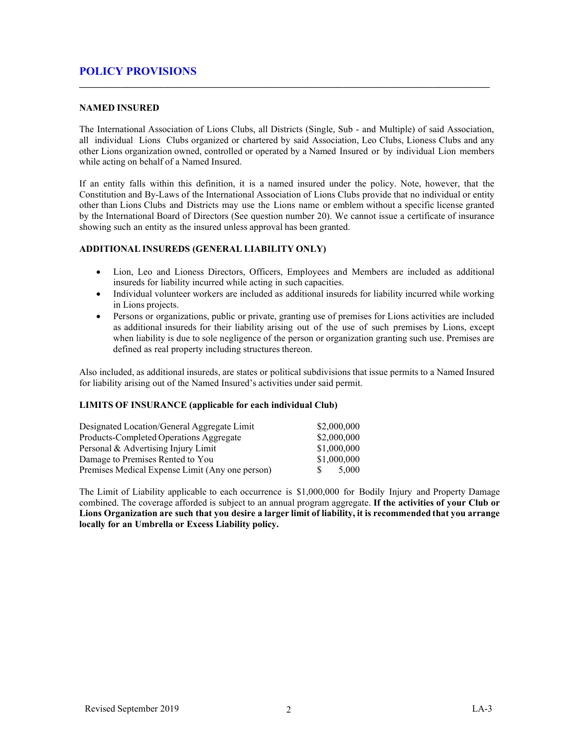## POLICY PROVISIONS

### NAMED INSURED

The International Association of Lions Clubs, all Districts (Single, Sub - and Multiple) of said Association, all individual Lions Clubs organized or chartered by said Association, Leo Clubs, Lioness Clubs and any other Lions organization owned, controlled or operated by a Named Insured or by individual Lion members while acting on behalf of a Named Insured.

If an entity falls within this definition, it is a named insured under the policy. Note, however, that the Constitution and By-Laws of the International Association of Lions Clubs provide that no individual or entity other than Lions Clubs and Districts may use the Lions name or emblem without a specific license granted by the International Board of Directors (See question number 20). We cannot issue a certificate of insurance showing such an entity as the insured unless approval has been granted.

### ADDITIONAL INSUREDS (GENERAL LIABILITY ONLY)

- Lion, Leo and Lioness Directors, Officers, Employees and Members are included as additional insureds for liability incurred while acting in such capacities.
- Individual volunteer workers are included as additional insureds for liability incurred while working in Lions projects.
- Persons or organizations, public or private, granting use of premises for Lions activities are included as additional insureds for their liability arising out of the use of such premises by Lions, except when liability is due to sole negligence of the person or organization granting such use. Premises are defined as real property including structures thereon.

Also included, as additional insureds, are states or political subdivisions that issue permits to a Named Insured for liability arising out of the Named Insured's activities under said permit.

### LIMITS OF INSURANCE (applicable for each individual Club)

| | |
|---|---|
| Designated Location/General Aggregate Limit | $2,000,000 |
| Products-Completed Operations Aggregate | $2,000,000 |
| Personal & Advertising Injury Limit | $1,000,000 |
| Damage to Premises Rented to You | $1,000,000 |
| Premises Medical Expense Limit (Any one person) | $ 5,000 |

The Limit of Liability applicable to each occurrence is $1,000,000 for Bodily Injury and Property Damage combined. The coverage afforded is subject to an annual program aggregate. **If the activities of your Club or Lions Organization are such that you desire a larger limit of liability, it is recommended that you arrange locally for an Umbrella or Excess Liability policy.**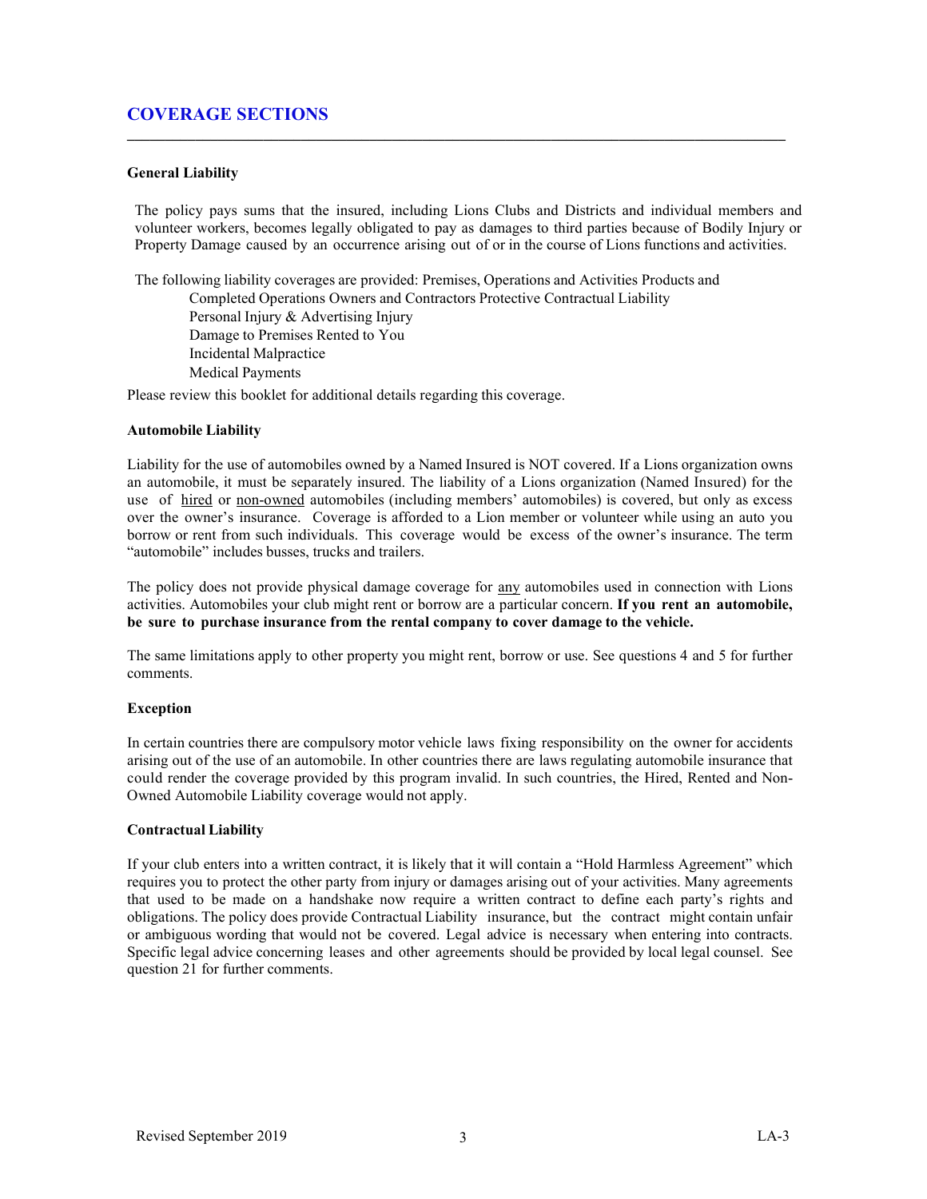## COVERAGE SECTIONS

---

**General Liability**

The policy pays sums that the insured, including Lions Clubs and Districts and individual members and volunteer workers, becomes legally obligated to pay as damages to third parties because of Bodily Injury or Property Damage caused by an occurrence arising out of or in the course of Lions functions and activities.

The following liability coverages are provided: Premises, Operations and Activities Products and
Completed Operations Owners and Contractors Protective Contractual Liability
Personal Injury & Advertising Injury
Damage to Premises Rented to You
Incidental Malpractice
Medical Payments

Please review this booklet for additional details regarding this coverage.

**Automobile Liability**

Liability for the use of automobiles owned by a Named Insured is NOT covered. If a Lions organization owns an automobile, it must be separately insured. The liability of a Lions organization (Named Insured) for the use of hired or non-owned automobiles (including members' automobiles) is covered, but only as excess over the owner's insurance. Coverage is afforded to a Lion member or volunteer while using an auto you borrow or rent from such individuals. This coverage would be excess of the owner's insurance. The term "automobile" includes busses, trucks and trailers.

The policy does not provide physical damage coverage for any automobiles used in connection with Lions activities. Automobiles your club might rent or borrow are a particular concern. **If you rent an automobile, be sure to purchase insurance from the rental company to cover damage to the vehicle.**

The same limitations apply to other property you might rent, borrow or use. See questions 4 and 5 for further comments.

**Exception**

In certain countries there are compulsory motor vehicle laws fixing responsibility on the owner for accidents arising out of the use of an automobile. In other countries there are laws regulating automobile insurance that could render the coverage provided by this program invalid. In such countries, the Hired, Rented and Non-Owned Automobile Liability coverage would not apply.

**Contractual Liability**

If your club enters into a written contract, it is likely that it will contain a "Hold Harmless Agreement" which requires you to protect the other party from injury or damages arising out of your activities. Many agreements that used to be made on a handshake now require a written contract to define each party's rights and obligations. The policy does provide Contractual Liability insurance, but the contract might contain unfair or ambiguous wording that would not be covered. Legal advice is necessary when entering into contracts. Specific legal advice concerning leases and other agreements should be provided by local legal counsel. See question 21 for further comments.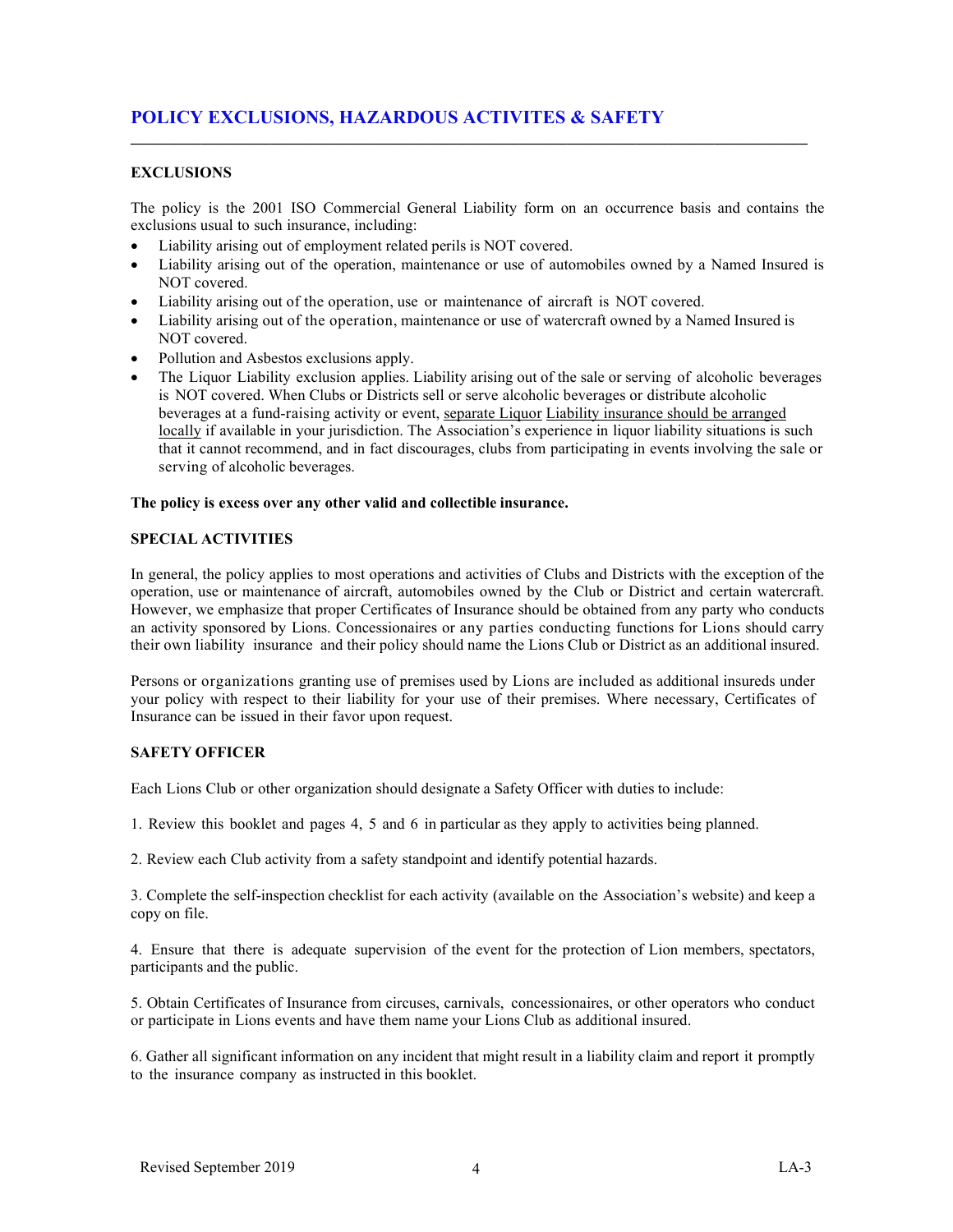## POLICY EXCLUSIONS, HAZARDOUS ACTIVITES & SAFETY

### EXCLUSIONS

The policy is the 2001 ISO Commercial General Liability form on an occurrence basis and contains the exclusions usual to such insurance, including:

- Liability arising out of employment related perils is NOT covered.
- Liability arising out of the operation, maintenance or use of automobiles owned by a Named Insured is NOT covered.
- Liability arising out of the operation, use or maintenance of aircraft is NOT covered.
- Liability arising out of the operation, maintenance or use of watercraft owned by a Named Insured is NOT covered.
- Pollution and Asbestos exclusions apply.
- The Liquor Liability exclusion applies. Liability arising out of the sale or serving of alcoholic beverages is NOT covered. When Clubs or Districts sell or serve alcoholic beverages or distribute alcoholic beverages at a fund-raising activity or event, separate Liquor Liability insurance should be arranged locally if available in your jurisdiction. The Association's experience in liquor liability situations is such that it cannot recommend, and in fact discourages, clubs from participating in events involving the sale or serving of alcoholic beverages.

**The policy is excess over any other valid and collectible insurance.**

### SPECIAL ACTIVITIES

In general, the policy applies to most operations and activities of Clubs and Districts with the exception of the operation, use or maintenance of aircraft, automobiles owned by the Club or District and certain watercraft. However, we emphasize that proper Certificates of Insurance should be obtained from any party who conducts an activity sponsored by Lions. Concessionaires or any parties conducting functions for Lions should carry their own liability insurance and their policy should name the Lions Club or District as an additional insured.

Persons or organizations granting use of premises used by Lions are included as additional insureds under your policy with respect to their liability for your use of their premises. Where necessary, Certificates of Insurance can be issued in their favor upon request.

### SAFETY OFFICER

Each Lions Club or other organization should designate a Safety Officer with duties to include:

1. Review this booklet and pages 4, 5 and 6 in particular as they apply to activities being planned.

2. Review each Club activity from a safety standpoint and identify potential hazards.

3. Complete the self-inspection checklist for each activity (available on the Association's website) and keep a copy on file.

4. Ensure that there is adequate supervision of the event for the protection of Lion members, spectators, participants and the public.

5. Obtain Certificates of Insurance from circuses, carnivals, concessionaires, or other operators who conduct or participate in Lions events and have them name your Lions Club as additional insured.

6. Gather all significant information on any incident that might result in a liability claim and report it promptly to the insurance company as instructed in this booklet.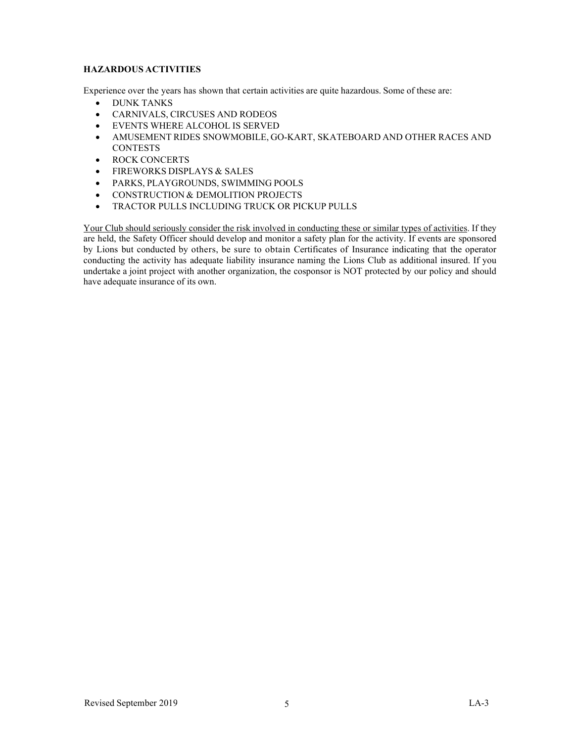**HAZARDOUS ACTIVITIES**

Experience over the years has shown that certain activities are quite hazardous. Some of these are:

- DUNK TANKS
- CARNIVALS, CIRCUSES AND RODEOS
- EVENTS WHERE ALCOHOL IS SERVED
- AMUSEMENT RIDES SNOWMOBILE, GO-KART, SKATEBOARD AND OTHER RACES AND CONTESTS
- ROCK CONCERTS
- FIREWORKS DISPLAYS & SALES
- PARKS, PLAYGROUNDS, SWIMMING POOLS
- CONSTRUCTION & DEMOLITION PROJECTS
- TRACTOR PULLS INCLUDING TRUCK OR PICKUP PULLS

<u>Your Club should seriously consider the risk involved in conducting these or similar types of activities</u>. If they are held, the Safety Officer should develop and monitor a safety plan for the activity. If events are sponsored by Lions but conducted by others, be sure to obtain Certificates of Insurance indicating that the operator conducting the activity has adequate liability insurance naming the Lions Club as additional insured. If you undertake a joint project with another organization, the cosponsor is NOT protected by our policy and should have adequate insurance of its own.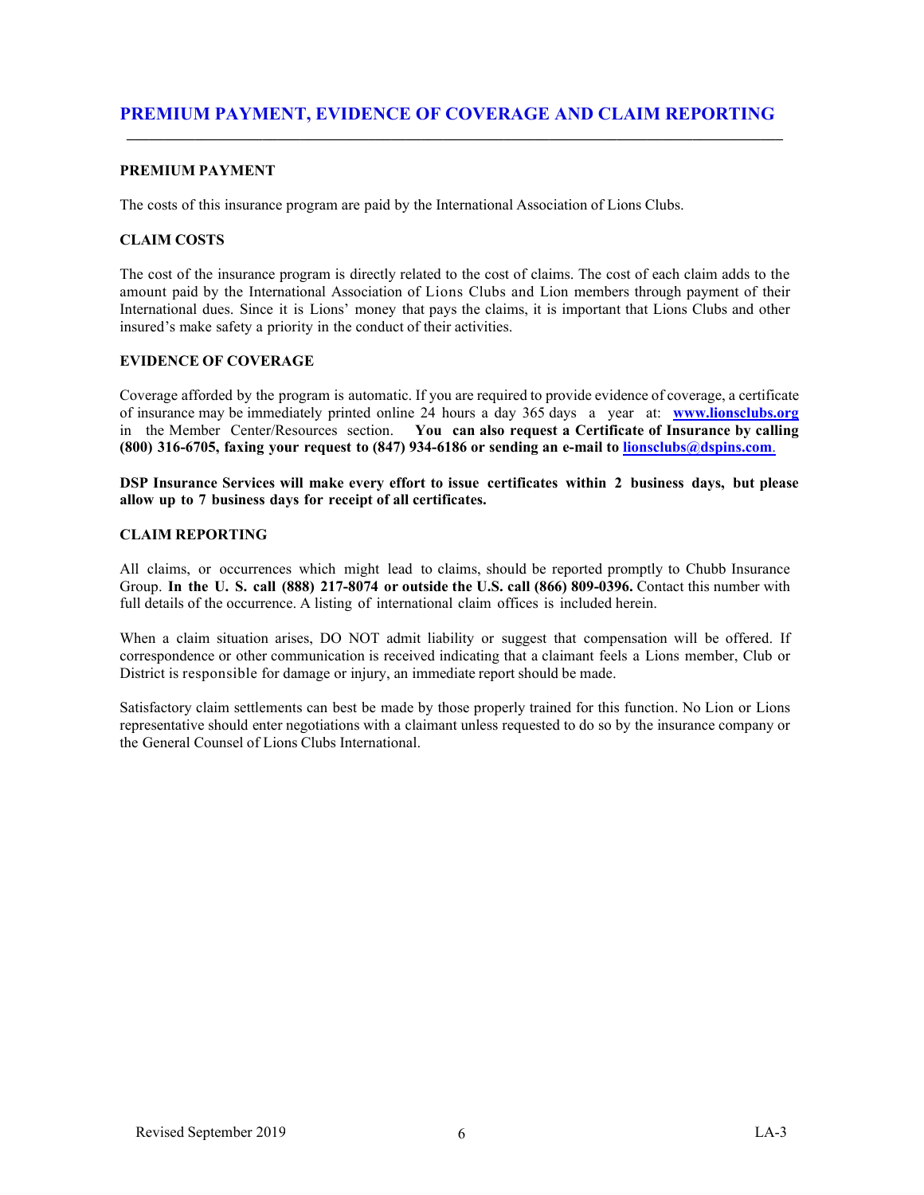## PREMIUM PAYMENT, EVIDENCE OF COVERAGE AND CLAIM REPORTING

### PREMIUM PAYMENT

The costs of this insurance program are paid by the International Association of Lions Clubs.

### CLAIM COSTS

The cost of the insurance program is directly related to the cost of claims. The cost of each claim adds to the amount paid by the International Association of Lions Clubs and Lion members through payment of their International dues. Since it is Lions' money that pays the claims, it is important that Lions Clubs and other insured's make safety a priority in the conduct of their activities.

### EVIDENCE OF COVERAGE

Coverage afforded by the program is automatic. If you are required to provide evidence of coverage, a certificate of insurance may be immediately printed online 24 hours a day 365 days a year at: **www.lionsclubs.org** in the Member Center/Resources section. **You can also request a Certificate of Insurance by calling (800) 316-6705, faxing your request to (847) 934-6186 or sending an e-mail to lionsclubs@dspins.com**.

**DSP Insurance Services will make every effort to issue certificates within 2 business days, but please allow up to 7 business days for receipt of all certificates.**

### CLAIM REPORTING

All claims, or occurrences which might lead to claims, should be reported promptly to Chubb Insurance Group. **In the U. S. call (888) 217-8074 or outside the U.S. call (866) 809-0396.** Contact this number with full details of the occurrence. A listing of international claim offices is included herein.

When a claim situation arises, DO NOT admit liability or suggest that compensation will be offered. If correspondence or other communication is received indicating that a claimant feels a Lions member, Club or District is responsible for damage or injury, an immediate report should be made.

Satisfactory claim settlements can best be made by those properly trained for this function. No Lion or Lions representative should enter negotiations with a claimant unless requested to do so by the insurance company or the General Counsel of Lions Clubs International.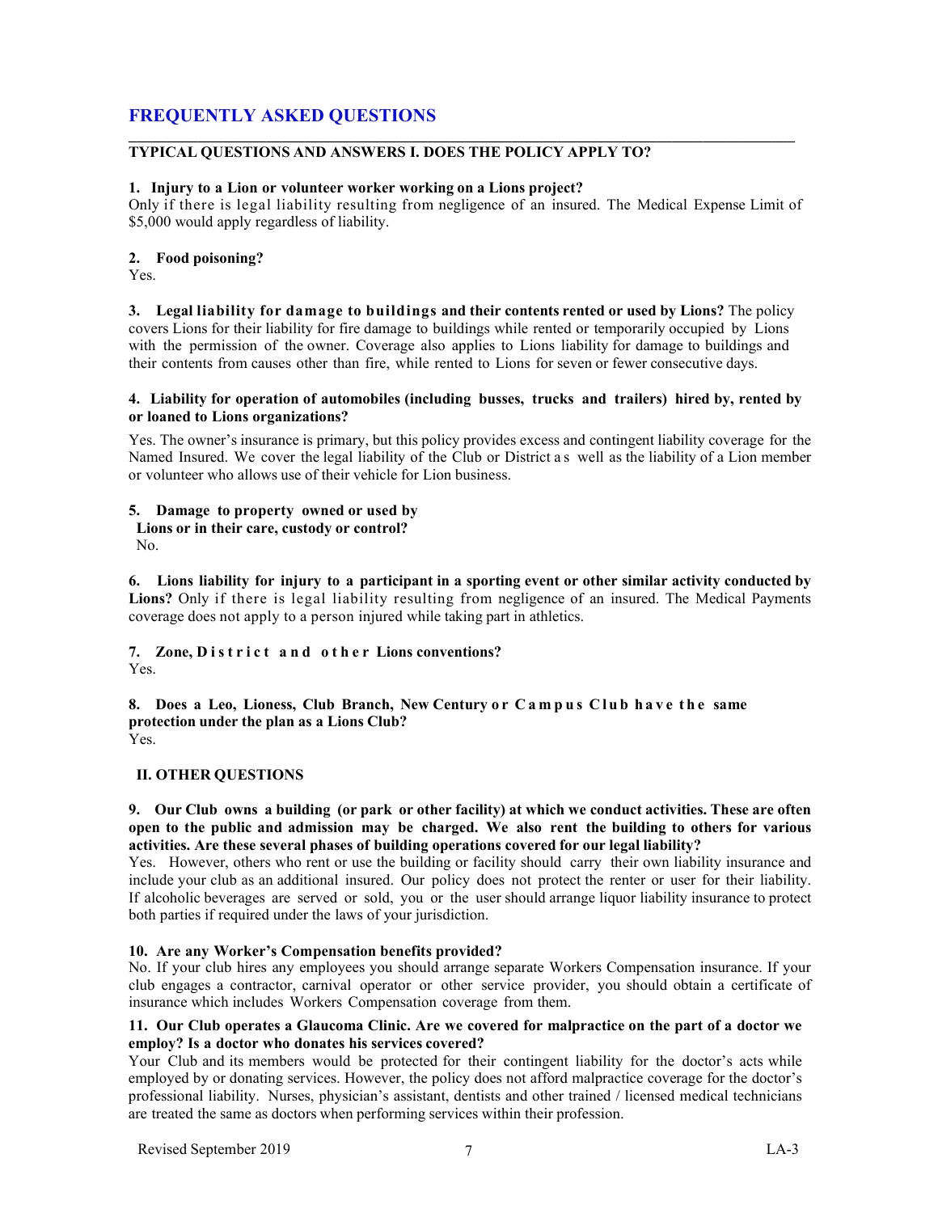## FREQUENTLY ASKED QUESTIONS

### TYPICAL QUESTIONS AND ANSWERS I. DOES THE POLICY APPLY TO?

**1. Injury to a Lion or volunteer worker working on a Lions project?**
Only if there is legal liability resulting from negligence of an insured. The Medical Expense Limit of $5,000 would apply regardless of liability.

**2. Food poisoning?**
Yes.

**3. Legal liability for damage to buildings and their contents rented or used by Lions?** The policy covers Lions for their liability for fire damage to buildings while rented or temporarily occupied by Lions with the permission of the owner. Coverage also applies to Lions liability for damage to buildings and their contents from causes other than fire, while rented to Lions for seven or fewer consecutive days.

**4. Liability for operation of automobiles (including busses, trucks and trailers) hired by, rented by or loaned to Lions organizations?**

Yes. The owner's insurance is primary, but this policy provides excess and contingent liability coverage for the Named Insured. We cover the legal liability of the Club or District as well as the liability of a Lion member or volunteer who allows use of their vehicle for Lion business.

**5. Damage to property owned or used by Lions or in their care, custody or control?**
No.

**6. Lions liability for injury to a participant in a sporting event or other similar activity conducted by Lions?** Only if there is legal liability resulting from negligence of an insured. The Medical Payments coverage does not apply to a person injured while taking part in athletics.

**7. Zone, District and other Lions conventions?**
Yes.

**8. Does a Leo, Lioness, Club Branch, New Century or Campus Club have the same protection under the plan as a Lions Club?**
Yes.

### II. OTHER QUESTIONS

**9. Our Club owns a building (or park or other facility) at which we conduct activities. These are often open to the public and admission may be charged. We also rent the building to others for various activities. Are these several phases of building operations covered for our legal liability?**
Yes. However, others who rent or use the building or facility should carry their own liability insurance and include your club as an additional insured. Our policy does not protect the renter or user for their liability. If alcoholic beverages are served or sold, you or the user should arrange liquor liability insurance to protect both parties if required under the laws of your jurisdiction.

**10. Are any Worker's Compensation benefits provided?**
No. If your club hires any employees you should arrange separate Workers Compensation insurance. If your club engages a contractor, carnival operator or other service provider, you should obtain a certificate of insurance which includes Workers Compensation coverage from them.

**11. Our Club operates a Glaucoma Clinic. Are we covered for malpractice on the part of a doctor we employ? Is a doctor who donates his services covered?**
Your Club and its members would be protected for their contingent liability for the doctor's acts while employed by or donating services. However, the policy does not afford malpractice coverage for the doctor's professional liability. Nurses, physician's assistant, dentists and other trained / licensed medical technicians are treated the same as doctors when performing services within their profession.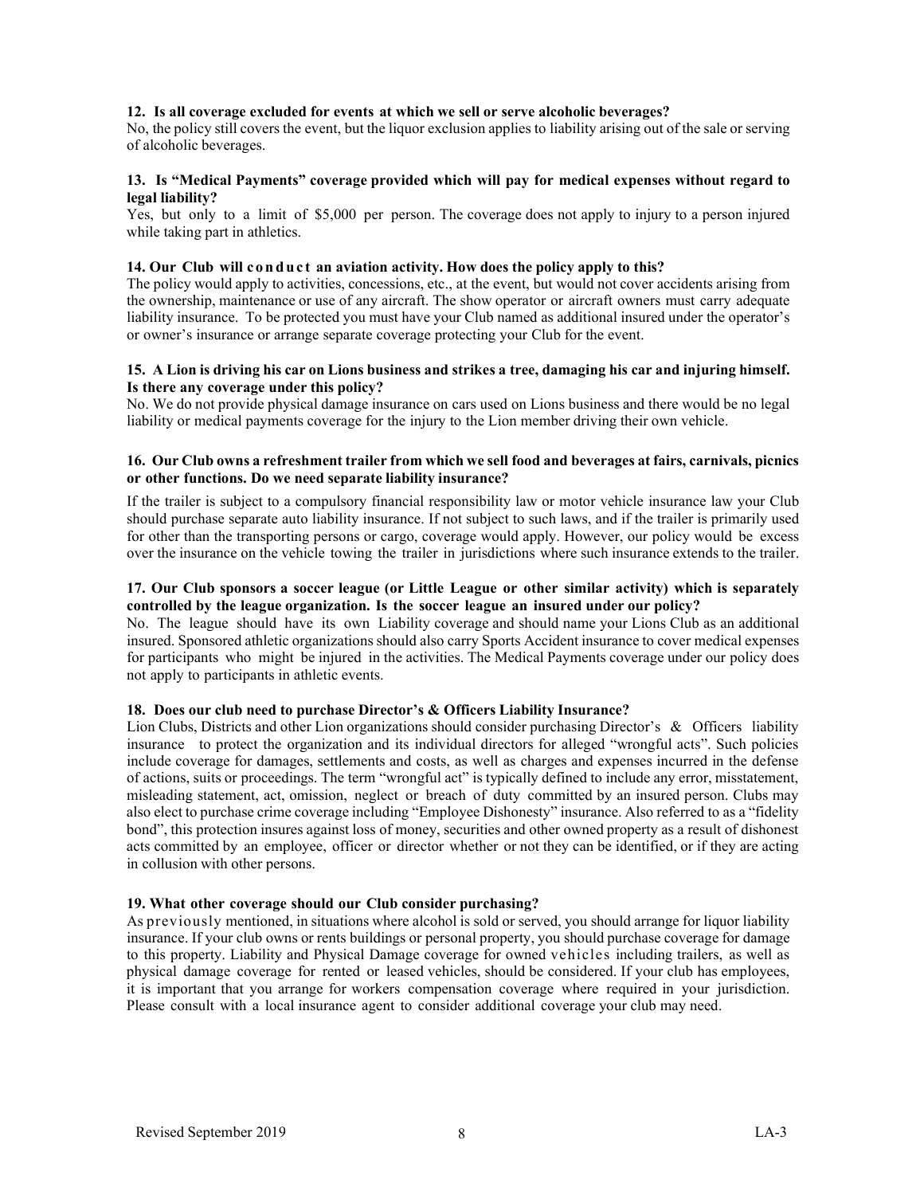**12. Is all coverage excluded for events at which we sell or serve alcoholic beverages?**

No, the policy still covers the event, but the liquor exclusion applies to liability arising out of the sale or serving of alcoholic beverages.

**13. Is "Medical Payments" coverage provided which will pay for medical expenses without regard to legal liability?**

Yes, but only to a limit of $5,000 per person. The coverage does not apply to injury to a person injured while taking part in athletics.

**14. Our Club will conduct an aviation activity. How does the policy apply to this?**

The policy would apply to activities, concessions, etc., at the event, but would not cover accidents arising from the ownership, maintenance or use of any aircraft. The show operator or aircraft owners must carry adequate liability insurance. To be protected you must have your Club named as additional insured under the operator's or owner's insurance or arrange separate coverage protecting your Club for the event.

**15. A Lion is driving his car on Lions business and strikes a tree, damaging his car and injuring himself. Is there any coverage under this policy?**

No. We do not provide physical damage insurance on cars used on Lions business and there would be no legal liability or medical payments coverage for the injury to the Lion member driving their own vehicle.

**16. Our Club owns a refreshment trailer from which we sell food and beverages at fairs, carnivals, picnics or other functions. Do we need separate liability insurance?**

If the trailer is subject to a compulsory financial responsibility law or motor vehicle insurance law your Club should purchase separate auto liability insurance. If not subject to such laws, and if the trailer is primarily used for other than the transporting persons or cargo, coverage would apply. However, our policy would be excess over the insurance on the vehicle towing the trailer in jurisdictions where such insurance extends to the trailer.

**17. Our Club sponsors a soccer league (or Little League or other similar activity) which is separately controlled by the league organization. Is the soccer league an insured under our policy?**

No. The league should have its own Liability coverage and should name your Lions Club as an additional insured. Sponsored athletic organizations should also carry Sports Accident insurance to cover medical expenses for participants who might be injured in the activities. The Medical Payments coverage under our policy does not apply to participants in athletic events.

**18. Does our club need to purchase Director's & Officers Liability Insurance?**

Lion Clubs, Districts and other Lion organizations should consider purchasing Director's & Officers liability insurance to protect the organization and its individual directors for alleged "wrongful acts". Such policies include coverage for damages, settlements and costs, as well as charges and expenses incurred in the defense of actions, suits or proceedings. The term "wrongful act" is typically defined to include any error, misstatement, misleading statement, act, omission, neglect or breach of duty committed by an insured person. Clubs may also elect to purchase crime coverage including "Employee Dishonesty" insurance. Also referred to as a "fidelity bond", this protection insures against loss of money, securities and other owned property as a result of dishonest acts committed by an employee, officer or director whether or not they can be identified, or if they are acting in collusion with other persons.

**19. What other coverage should our Club consider purchasing?**

As previously mentioned, in situations where alcohol is sold or served, you should arrange for liquor liability insurance. If your club owns or rents buildings or personal property, you should purchase coverage for damage to this property. Liability and Physical Damage coverage for owned vehicles including trailers, as well as physical damage coverage for rented or leased vehicles, should be considered. If your club has employees, it is important that you arrange for workers compensation coverage where required in your jurisdiction. Please consult with a local insurance agent to consider additional coverage your club may need.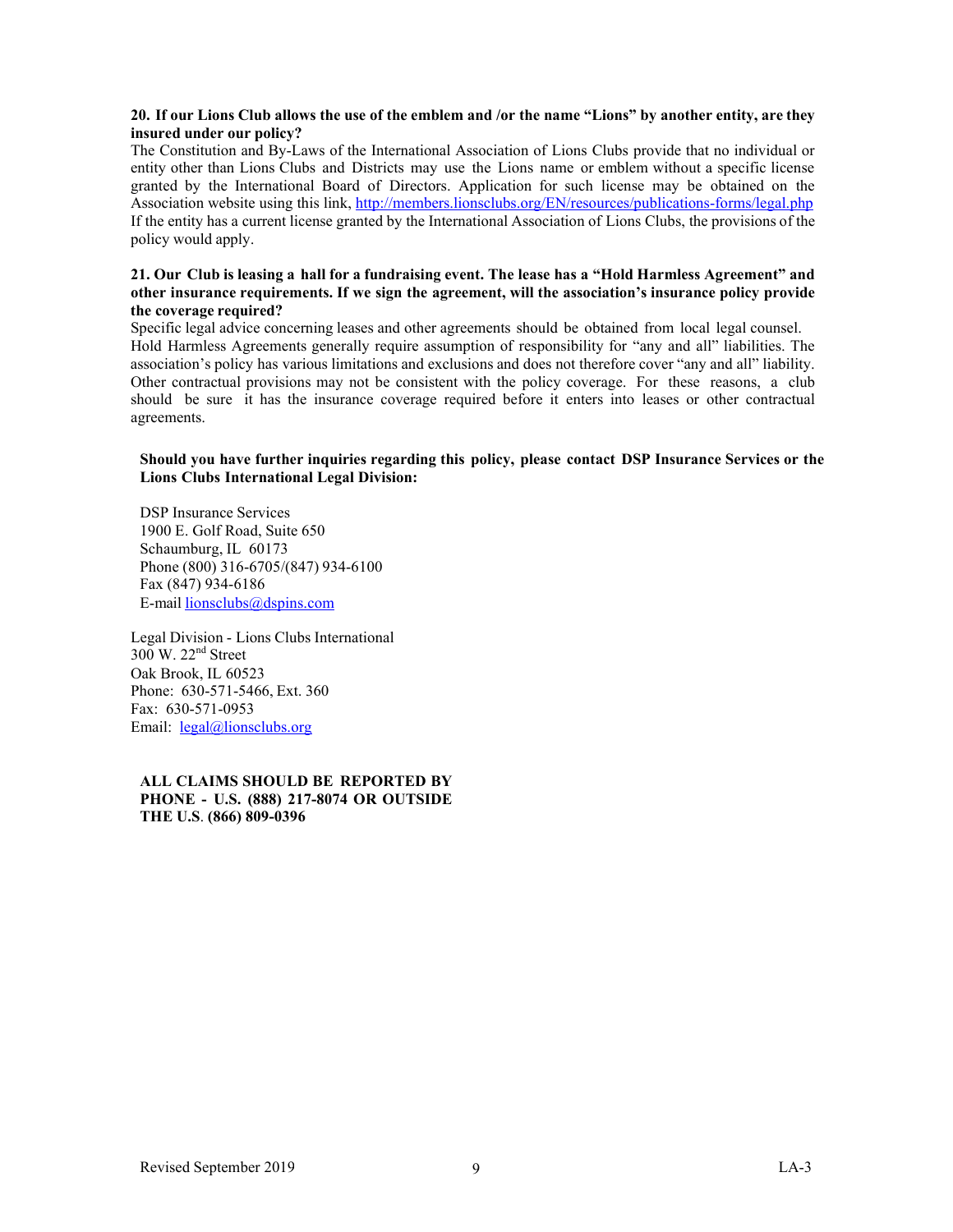**20. If our Lions Club allows the use of the emblem and /or the name "Lions" by another entity, are they insured under our policy?**

The Constitution and By-Laws of the International Association of Lions Clubs provide that no individual or entity other than Lions Clubs and Districts may use the Lions name or emblem without a specific license granted by the International Board of Directors. Application for such license may be obtained on the Association website using this link, http://members.lionsclubs.org/EN/resources/publications-forms/legal.php If the entity has a current license granted by the International Association of Lions Clubs, the provisions of the policy would apply.

**21. Our Club is leasing a hall for a fundraising event. The lease has a "Hold Harmless Agreement" and other insurance requirements. If we sign the agreement, will the association's insurance policy provide the coverage required?**

Specific legal advice concerning leases and other agreements should be obtained from local legal counsel. Hold Harmless Agreements generally require assumption of responsibility for "any and all" liabilities. The association's policy has various limitations and exclusions and does not therefore cover "any and all" liability. Other contractual provisions may not be consistent with the policy coverage. For these reasons, a club should be sure it has the insurance coverage required before it enters into leases or other contractual agreements.

**Should you have further inquiries regarding this policy, please contact DSP Insurance Services or the Lions Clubs International Legal Division:**

DSP Insurance Services
1900 E. Golf Road, Suite 650
Schaumburg, IL 60173
Phone (800) 316-6705/(847) 934-6100
Fax (847) 934-6186
E-mail lionsclubs@dspins.com

Legal Division - Lions Clubs International
300 W. 22nd Street
Oak Brook, IL 60523
Phone: 630-571-5466, Ext. 360
Fax: 630-571-0953
Email: legal@lionsclubs.org

**ALL CLAIMS SHOULD BE REPORTED BY PHONE - U.S. (888) 217-8074 OR OUTSIDE THE U.S. (866) 809-0396**

Revised September 2019 LA-3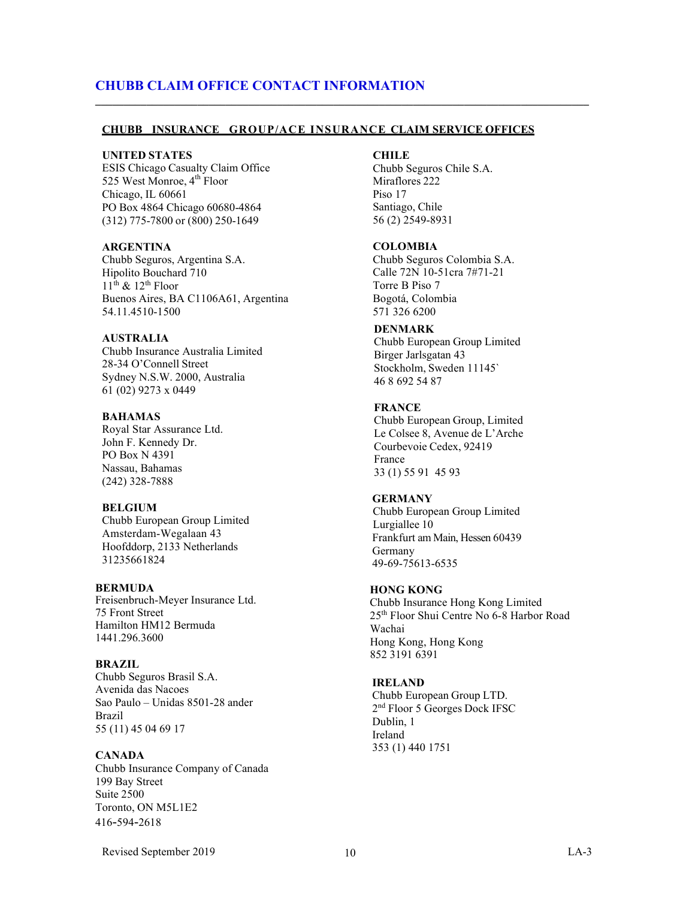## CHUBB CLAIM OFFICE CONTACT INFORMATION

### CHUBB INSURANCE GROUP/ACE INSURANCE CLAIM SERVICE OFFICES

**UNITED STATES**
ESIS Chicago Casualty Claim Office
525 West Monroe, 4th Floor
Chicago, IL 60661
PO Box 4864 Chicago 60680-4864
(312) 775-7800 or (800) 250-1649

**ARGENTINA**
Chubb Seguros, Argentina S.A.
Hipolito Bouchard 710
11th & 12th Floor
Buenos Aires, BA C1106A61, Argentina
54.11.4510-1500

**AUSTRALIA**
Chubb Insurance Australia Limited
28-34 O'Connell Street
Sydney N.S.W. 2000, Australia
61 (02) 9273 x 0449

**BAHAMAS**
Royal Star Assurance Ltd.
John F. Kennedy Dr.
PO Box N 4391
Nassau, Bahamas
(242) 328-7888

**BELGIUM**
Chubb European Group Limited
Amsterdam-Wegalaan 43
Hoofddorp, 2133 Netherlands
31235661824

**BERMUDA**
Freisenbruch-Meyer Insurance Ltd.
75 Front Street
Hamilton HM12 Bermuda
1441.296.3600

**BRAZIL**
Chubb Seguros Brasil S.A.
Avenida das Nacoes
Sao Paulo – Unidas 8501-28 ander
Brazil
55 (11) 45 04 69 17

**CANADA**
Chubb Insurance Company of Canada
199 Bay Street
Suite 2500
Toronto, ON M5L1E2
416-594-2618

**CHILE**
Chubb Seguros Chile S.A.
Miraflores 222
Piso 17
Santiago, Chile
56 (2) 2549-8931

**COLOMBIA**
Chubb Seguros Colombia S.A.
Calle 72N 10-51cra 7#71-21
Torre B Piso 7
Bogotá, Colombia
571 326 6200

**DENMARK**
Chubb European Group Limited
Birger Jarlsgatan 43
Stockholm, Sweden 11145`
46 8 692 54 87

**FRANCE**
Chubb European Group, Limited
Le Colsee 8, Avenue de L'Arche
Courbevoie Cedex, 92419
France
33 (1) 55 91 45 93

**GERMANY**
Chubb European Group Limited
Lurgiallee 10
Frankfurt am Main, Hessen 60439
Germany
49-69-75613-6535

**HONG KONG**
Chubb Insurance Hong Kong Limited
25th Floor Shui Centre No 6-8 Harbor Road
Wachai
Hong Kong, Hong Kong
852 3191 6391

**IRELAND**
Chubb European Group LTD.
2nd Floor 5 Georges Dock IFSC
Dublin, 1
Ireland
353 (1) 440 1751

Revised September 2019 LA-3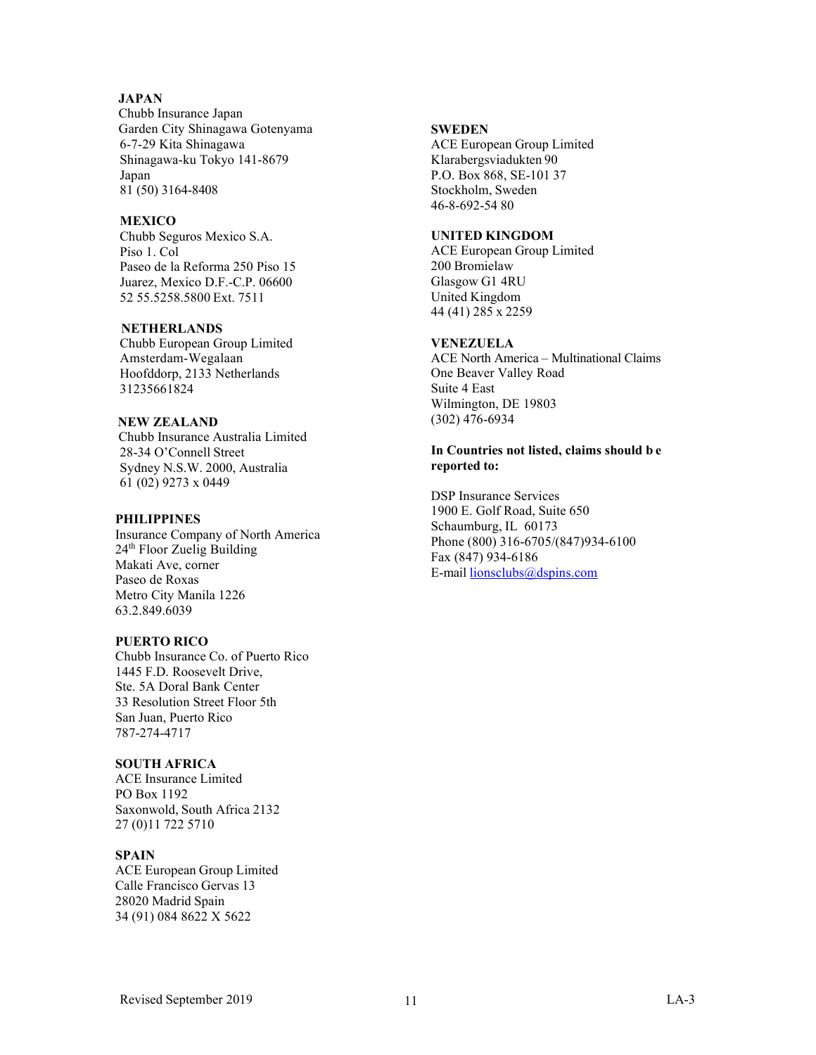**JAPAN**
Chubb Insurance Japan
Garden City Shinagawa Gotenyama
6-7-29 Kita Shinagawa
Shinagawa-ku Tokyo 141-8679
Japan
81 (50) 3164-8408

**MEXICO**
Chubb Seguros Mexico S.A.
Piso 1. Col
Paseo de la Reforma 250 Piso 15
Juarez, Mexico D.F.-C.P. 06600
52 55.5258.5800 Ext. 7511

**NETHERLANDS**
Chubb European Group Limited
Amsterdam-Wegalaan
Hoofddorp, 2133 Netherlands
31235661824

**NEW ZEALAND**
Chubb Insurance Australia Limited
28-34 O'Connell Street
Sydney N.S.W. 2000, Australia
61 (02) 9273 x 0449

**PHILIPPINES**
Insurance Company of North America
24th Floor Zuelig Building
Makati Ave, corner
Paseo de Roxas
Metro City Manila 1226
63.2.849.6039

**PUERTO RICO**
Chubb Insurance Co. of Puerto Rico
1445 F.D. Roosevelt Drive,
Ste. 5A Doral Bank Center
33 Resolution Street Floor 5th
San Juan, Puerto Rico
787-274-4717

**SOUTH AFRICA**
ACE Insurance Limited
PO Box 1192
Saxonwold, South Africa 2132
27 (0)11 722 5710

**SPAIN**
ACE European Group Limited
Calle Francisco Gervas 13
28020 Madrid Spain
34 (91) 084 8622 X 5622

**SWEDEN**
ACE European Group Limited
Klarabergsviadukten 90
P.O. Box 868, SE-101 37
Stockholm, Sweden
46-8-692-54 80

**UNITED KINGDOM**
ACE European Group Limited
200 Bromielaw
Glasgow G1 4RU
United Kingdom
44 (41) 285 x 2259

**VENEZUELA**
ACE North America – Multinational Claims
One Beaver Valley Road
Suite 4 East
Wilmington, DE 19803
(302) 476-6934

**In Countries not listed, claims should be reported to:**

DSP Insurance Services
1900 E. Golf Road, Suite 650
Schaumburg, IL 60173
Phone (800) 316-6705/(847)934-6100
Fax (847) 934-6186
E-mail lionsclubs@dspins.com

Revised September 2019 LA-3